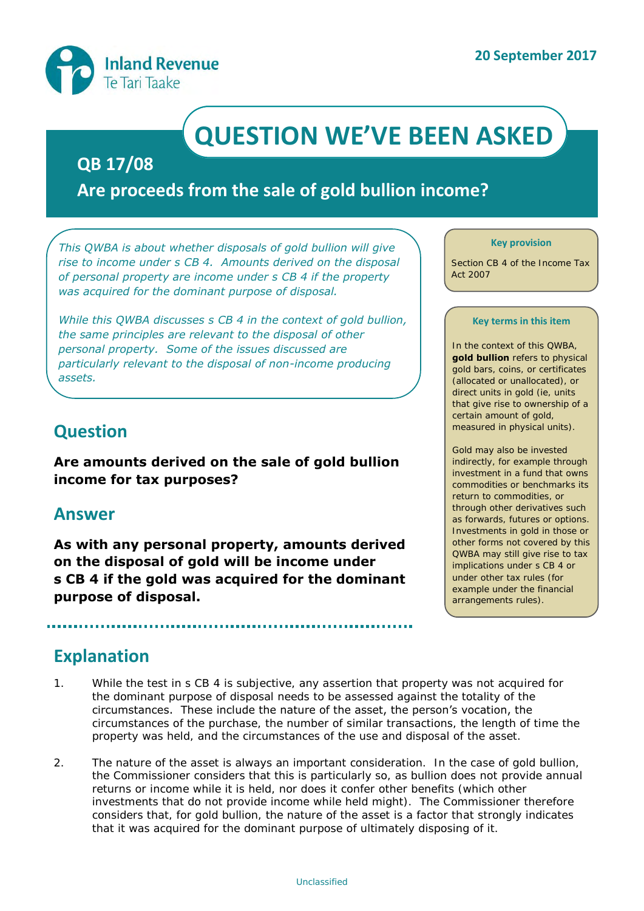Inland Revenue
Te Tari Taake

20 September 2017

# QUESTION WE'VE BEEN ASKED

## QB 17/08

## Are proceeds from the sale of gold bullion income?

*This QWBA is about whether disposals of gold bullion will give rise to income under s CB 4. Amounts derived on the disposal of personal property are income under s CB 4 if the property was acquired for the dominant purpose of disposal.*

*While this QWBA discusses s CB 4 in the context of gold bullion, the same principles are relevant to the disposal of other personal property. Some of the issues discussed are particularly relevant to the disposal of non-income producing assets.*

**Key provision**

Section CB 4 of the Income Tax Act 2007

**Key terms in this item**

In the context of this QWBA, **gold bullion** refers to physical gold bars, coins, or certificates (allocated or unallocated), or direct units in gold (ie, units that give rise to ownership of a certain amount of gold, measured in physical units).

Gold may also be invested indirectly, for example through investment in a fund that owns commodities or benchmarks its return to commodities, or through other derivatives such as forwards, futures or options. Investments in gold in those or other forms not covered by this QWBA may still give rise to tax implications under s CB 4 or under other tax rules (for example under the financial arrangements rules).

## Question

**Are amounts derived on the sale of gold bullion income for tax purposes?**

## Answer

**As with any personal property, amounts derived on the disposal of gold will be income under s CB 4 if the gold was acquired for the dominant purpose of disposal.**

## Explanation

1. While the test in s CB 4 is subjective, any assertion that property was not acquired for the dominant purpose of disposal needs to be assessed against the totality of the circumstances. These include the nature of the asset, the person's vocation, the circumstances of the purchase, the number of similar transactions, the length of time the property was held, and the circumstances of the use and disposal of the asset.

2. The nature of the asset is always an important consideration. In the case of gold bullion, the Commissioner considers that this is particularly so, as bullion does not provide annual returns or income while it is held, nor does it confer other benefits (which other investments that do not provide income while held might). The Commissioner therefore considers that, for gold bullion, the nature of the asset is a factor that strongly indicates that it was acquired for the dominant purpose of ultimately disposing of it.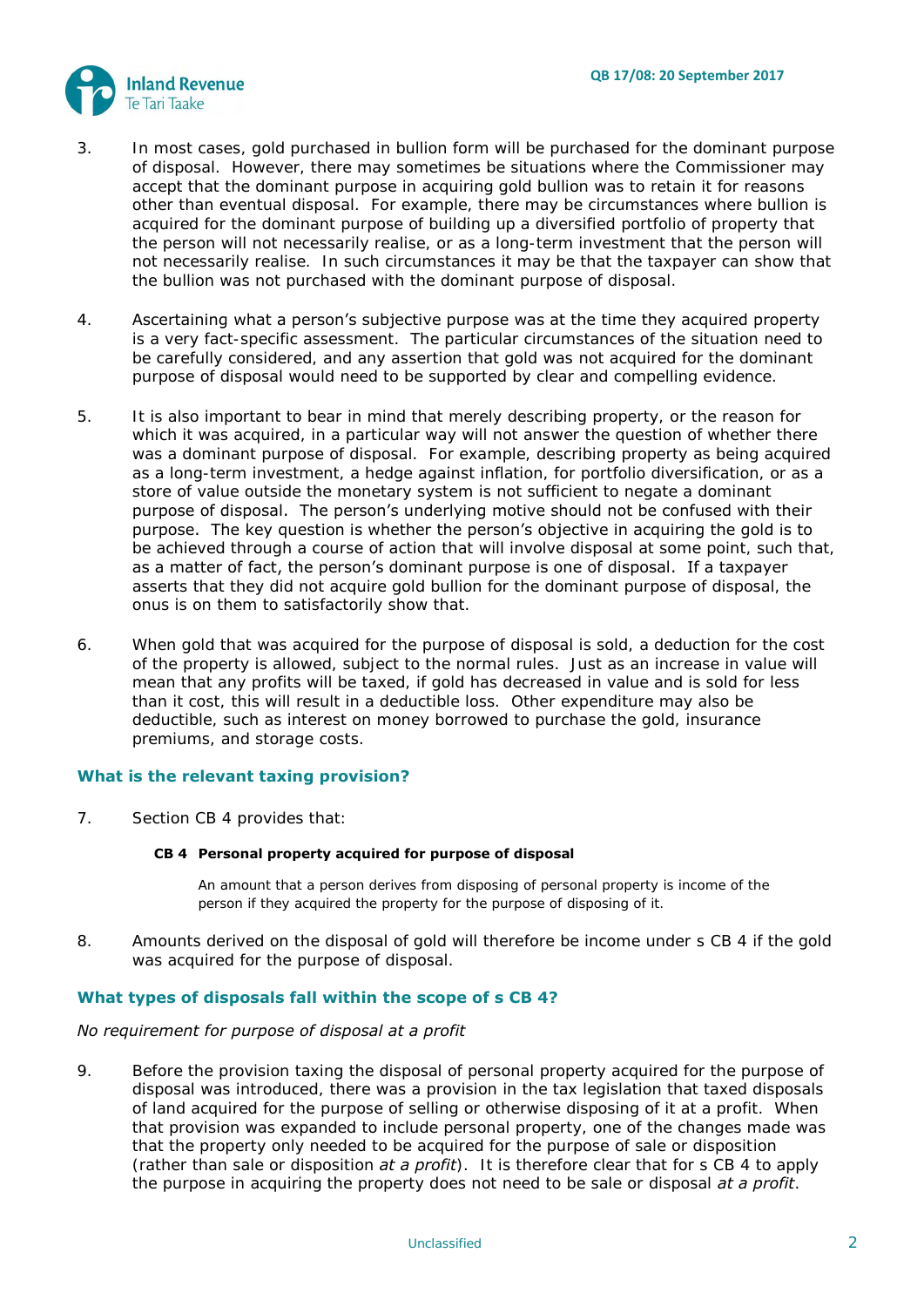3. In most cases, gold purchased in bullion form will be purchased for the dominant purpose of disposal. However, there may sometimes be situations where the Commissioner may accept that the dominant purpose in acquiring gold bullion was to retain it for reasons other than eventual disposal. For example, there may be circumstances where bullion is acquired for the dominant purpose of building up a diversified portfolio of property that the person will not necessarily realise, or as a long-term investment that the person will not necessarily realise. In such circumstances it may be that the taxpayer can show that the bullion was not purchased with the dominant purpose of disposal.

4. Ascertaining what a person's subjective purpose was at the time they acquired property is a very fact-specific assessment. The particular circumstances of the situation need to be carefully considered, and any assertion that gold was not acquired for the dominant purpose of disposal would need to be supported by clear and compelling evidence.

5. It is also important to bear in mind that merely describing property, or the reason for which it was acquired, in a particular way will not answer the question of whether there was a dominant purpose of disposal. For example, describing property as being acquired as a long-term investment, a hedge against inflation, for portfolio diversification, or as a store of value outside the monetary system is not sufficient to negate a dominant purpose of disposal. The person's underlying motive should not be confused with their purpose. The key question is whether the person's objective in acquiring the gold is to be achieved through a course of action that will involve disposal at some point, such that, as a matter of fact, the person's dominant purpose is one of disposal. If a taxpayer asserts that they did not acquire gold bullion for the dominant purpose of disposal, the onus is on them to satisfactorily show that.

6. When gold that was acquired for the purpose of disposal is sold, a deduction for the cost of the property is allowed, subject to the normal rules. Just as an increase in value will mean that any profits will be taxed, if gold has decreased in value and is sold for less than it cost, this will result in a deductible loss. Other expenditure may also be deductible, such as interest on money borrowed to purchase the gold, insurance premiums, and storage costs.

## What is the relevant taxing provision?

7. Section CB 4 provides that:

> **CB 4 Personal property acquired for purpose of disposal**
>
> An amount that a person derives from disposing of personal property is income of the person if they acquired the property for the purpose of disposing of it.

8. Amounts derived on the disposal of gold will therefore be income under s CB 4 if the gold was acquired for the purpose of disposal.

## What types of disposals fall within the scope of s CB 4?

*No requirement for purpose of disposal at a profit*

9. Before the provision taxing the disposal of personal property acquired for the purpose of disposal was introduced, there was a provision in the tax legislation that taxed disposals of land acquired for the purpose of selling or otherwise disposing of it at a profit. When that provision was expanded to include personal property, one of the changes made was that the property only needed to be acquired for the purpose of sale or disposition (rather than sale or disposition *at a profit*). It is therefore clear that for s CB 4 to apply the purpose in acquiring the property does not need to be sale or disposal *at a profit*.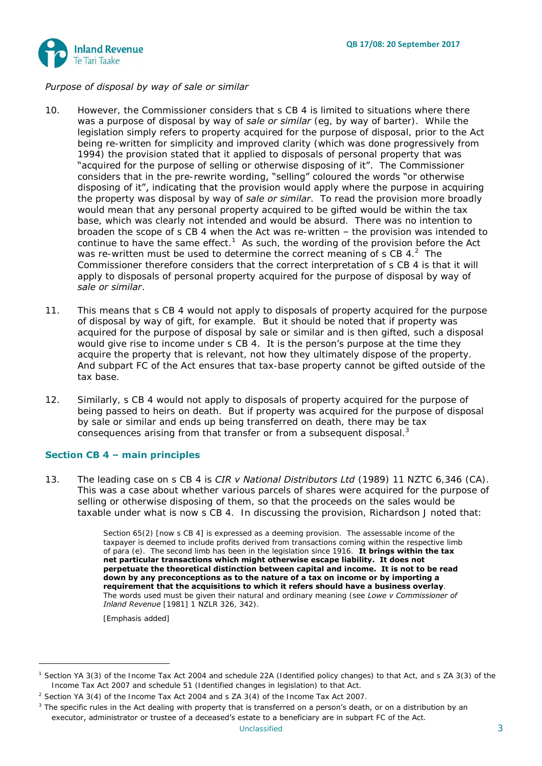*Purpose of disposal by way of sale or similar*

10. However, the Commissioner considers that s CB 4 is limited to situations where there was a purpose of disposal by way of *sale or similar* (eg, by way of barter). While the legislation simply refers to property acquired for the purpose of disposal, prior to the Act being re-written for simplicity and improved clarity (which was done progressively from 1994) the provision stated that it applied to disposals of personal property that was "acquired for the purpose of selling or otherwise disposing of it". The Commissioner considers that in the pre-rewrite wording, "selling" coloured the words "or otherwise disposing of it", indicating that the provision would apply where the purpose in acquiring the property was disposal by way of *sale or similar*. To read the provision more broadly would mean that any personal property acquired to be gifted would be within the tax base, which was clearly not intended and would be absurd. There was no intention to broaden the scope of s CB 4 when the Act was re-written – the provision was intended to continue to have the same effect.[1] As such, the wording of the provision before the Act was re-written must be used to determine the correct meaning of s CB 4.[2] The Commissioner therefore considers that the correct interpretation of s CB 4 is that it will apply to disposals of personal property acquired for the purpose of disposal by way of *sale or similar*.

11. This means that s CB 4 would not apply to disposals of property acquired for the purpose of disposal by way of gift, for example. But it should be noted that if property was acquired for the purpose of disposal by sale or similar and is then gifted, such a disposal would give rise to income under s CB 4. It is the person's purpose at the time they acquire the property that is relevant, not how they ultimately dispose of the property. And subpart FC of the Act ensures that tax-base property cannot be gifted outside of the tax base.

12. Similarly, s CB 4 would not apply to disposals of property acquired for the purpose of being passed to heirs on death. But if property was acquired for the purpose of disposal by sale or similar and ends up being transferred on death, there may be tax consequences arising from that transfer or from a subsequent disposal.[3]

## Section CB 4 – main principles

13. The leading case on s CB 4 is *CIR v National Distributors Ltd* (1989) 11 NZTC 6,346 (CA). This was a case about whether various parcels of shares were acquired for the purpose of selling or otherwise disposing of them, so that the proceeds on the sales would be taxable under what is now s CB 4. In discussing the provision, Richardson J noted that:

> Section 65(2) [now s CB 4] is expressed as a deeming provision. The assessable income of the taxpayer is deemed to include profits derived from transactions coming within the respective limb of para (e). The second limb has been in the legislation since 1916. **It brings within the tax net particular transactions which might otherwise escape liability. It does not perpetuate the theoretical distinction between capital and income. It is not to be read down by any preconceptions as to the nature of a tax on income or by importing a requirement that the acquisitions to which it refers should have a business overlay**. The words used must be given their natural and ordinary meaning (see *Lowe v Commissioner of Inland Revenue* [1981] 1 NZLR 326, 342).
>
> [Emphasis added]

---

[1] Section YA 3(3) of the Income Tax Act 2004 and schedule 22A (Identified policy changes) to that Act, and s ZA 3(3) of the Income Tax Act 2007 and schedule 51 (Identified changes in legislation) to that Act.

[2] Section YA 3(4) of the Income Tax Act 2004 and s ZA 3(4) of the Income Tax Act 2007.

[3] The specific rules in the Act dealing with property that is transferred on a person's death, or on a distribution by an executor, administrator or trustee of a deceased's estate to a beneficiary are in subpart FC of the Act.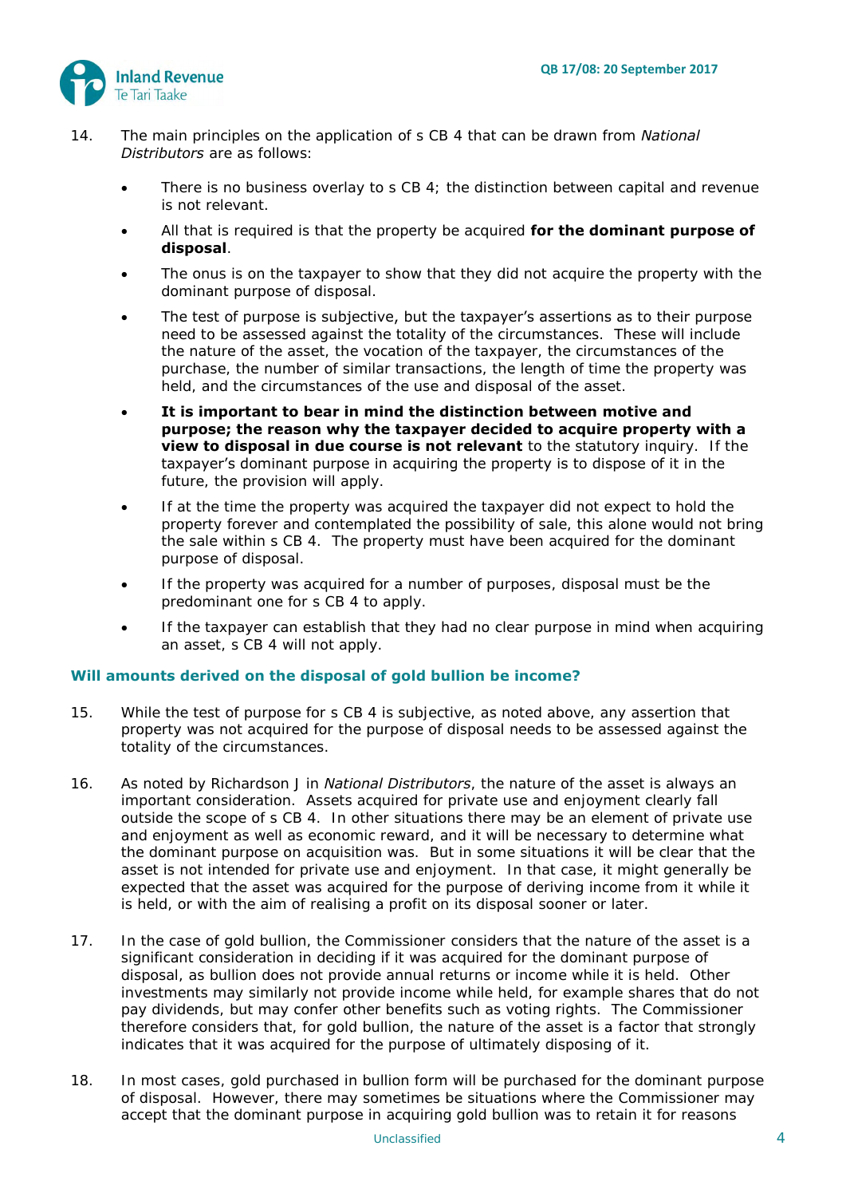14. The main principles on the application of s CB 4 that can be drawn from *National Distributors* are as follows:

    - There is no business overlay to s CB 4; the distinction between capital and revenue is not relevant.
    - All that is required is that the property be acquired **for the dominant purpose of disposal**.
    - The onus is on the taxpayer to show that they did not acquire the property with the dominant purpose of disposal.
    - The test of purpose is subjective, but the taxpayer's assertions as to their purpose need to be assessed against the totality of the circumstances. These will include the nature of the asset, the vocation of the taxpayer, the circumstances of the purchase, the number of similar transactions, the length of time the property was held, and the circumstances of the use and disposal of the asset.
    - **It is important to bear in mind the distinction between motive and purpose; the reason why the taxpayer decided to acquire property with a view to disposal in due course is not relevant** to the statutory inquiry. If the taxpayer's dominant purpose in acquiring the property is to dispose of it in the future, the provision will apply.
    - If at the time the property was acquired the taxpayer did not expect to hold the property forever and contemplated the possibility of sale, this alone would not bring the sale within s CB 4. The property must have been acquired for the dominant purpose of disposal.
    - If the property was acquired for a number of purposes, disposal must be the predominant one for s CB 4 to apply.
    - If the taxpayer can establish that they had no clear purpose in mind when acquiring an asset, s CB 4 will not apply.

## Will amounts derived on the disposal of gold bullion be income?

15. While the test of purpose for s CB 4 is subjective, as noted above, any assertion that property was not acquired for the purpose of disposal needs to be assessed against the totality of the circumstances.

16. As noted by Richardson J in *National Distributors*, the nature of the asset is always an important consideration. Assets acquired for private use and enjoyment clearly fall outside the scope of s CB 4. In other situations there may be an element of private use and enjoyment as well as economic reward, and it will be necessary to determine what the dominant purpose on acquisition was. But in some situations it will be clear that the asset is not intended for private use and enjoyment. In that case, it might generally be expected that the asset was acquired for the purpose of deriving income from it while it is held, or with the aim of realising a profit on its disposal sooner or later.

17. In the case of gold bullion, the Commissioner considers that the nature of the asset is a significant consideration in deciding if it was acquired for the dominant purpose of disposal, as bullion does not provide annual returns or income while it is held. Other investments may similarly not provide income while held, for example shares that do not pay dividends, but may confer other benefits such as voting rights. The Commissioner therefore considers that, for gold bullion, the nature of the asset is a factor that strongly indicates that it was acquired for the purpose of ultimately disposing of it.

18. In most cases, gold purchased in bullion form will be purchased for the dominant purpose of disposal. However, there may sometimes be situations where the Commissioner may accept that the dominant purpose in acquiring gold bullion was to retain it for reasons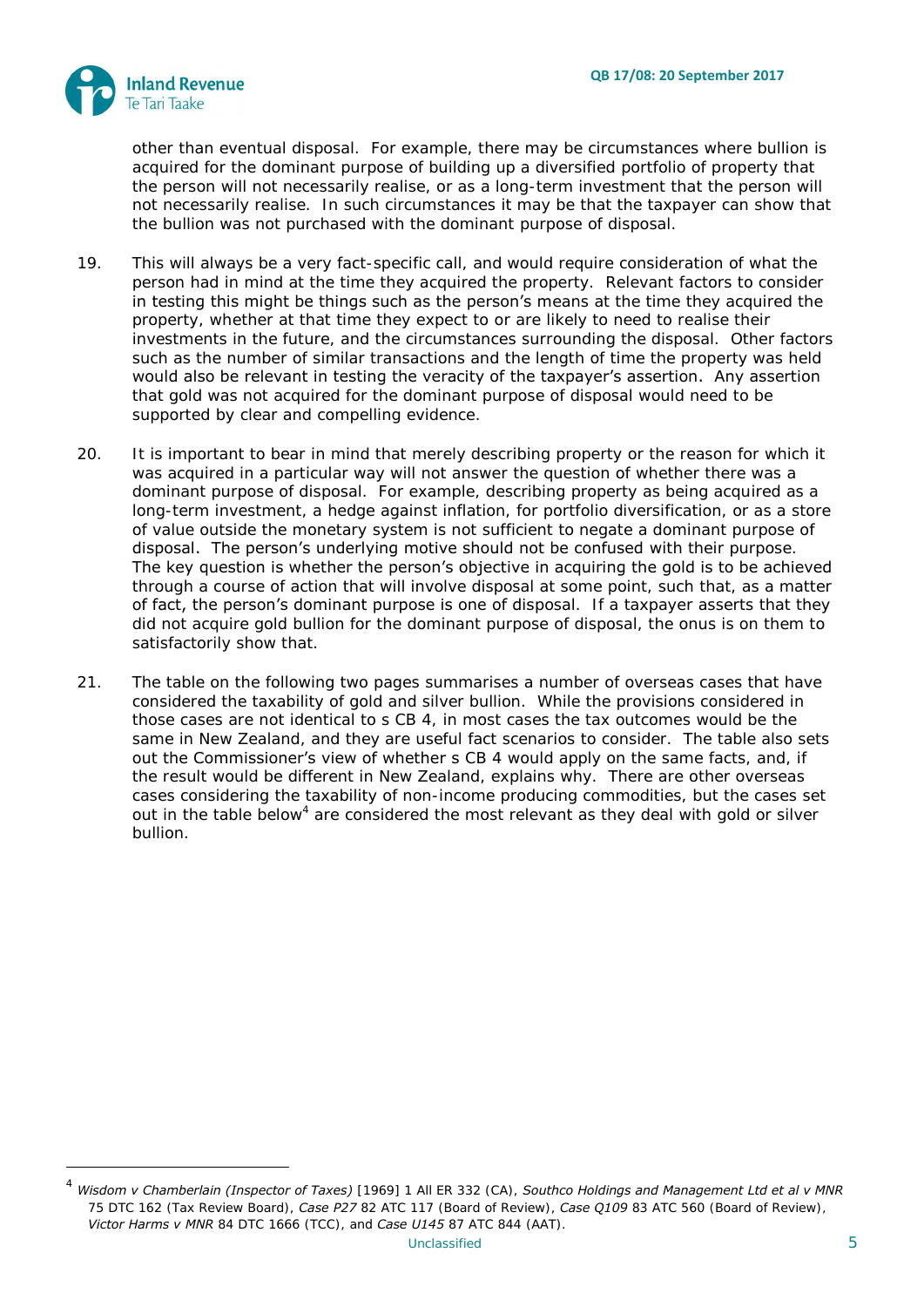other than eventual disposal. For example, there may be circumstances where bullion is acquired for the dominant purpose of building up a diversified portfolio of property that the person will not necessarily realise, or as a long-term investment that the person will not necessarily realise. In such circumstances it may be that the taxpayer can show that the bullion was not purchased with the dominant purpose of disposal.

19. This will always be a very fact-specific call, and would require consideration of what the person had in mind at the time they acquired the property. Relevant factors to consider in testing this might be things such as the person's means at the time they acquired the property, whether at that time they expect to or are likely to need to realise their investments in the future, and the circumstances surrounding the disposal. Other factors such as the number of similar transactions and the length of time the property was held would also be relevant in testing the veracity of the taxpayer's assertion. Any assertion that gold was not acquired for the dominant purpose of disposal would need to be supported by clear and compelling evidence.

20. It is important to bear in mind that merely describing property or the reason for which it was acquired in a particular way will not answer the question of whether there was a dominant purpose of disposal. For example, describing property as being acquired as a long-term investment, a hedge against inflation, for portfolio diversification, or as a store of value outside the monetary system is not sufficient to negate a dominant purpose of disposal. The person's underlying motive should not be confused with their purpose. The key question is whether the person's objective in acquiring the gold is to be achieved through a course of action that will involve disposal at some point, such that, as a matter of fact, the person's dominant purpose is one of disposal. If a taxpayer asserts that they did not acquire gold bullion for the dominant purpose of disposal, the onus is on them to satisfactorily show that.

21. The table on the following two pages summarises a number of overseas cases that have considered the taxability of gold and silver bullion. While the provisions considered in those cases are not identical to s CB 4, in most cases the tax outcomes would be the same in New Zealand, and they are useful fact scenarios to consider. The table also sets out the Commissioner's view of whether s CB 4 would apply on the same facts, and, if the result would be different in New Zealand, explains why. There are other overseas cases considering the taxability of non-income producing commodities, but the cases set out in the table below[4] are considered the most relevant as they deal with gold or silver bullion.

---

[4] *Wisdom v Chamberlain (Inspector of Taxes)* [1969] 1 All ER 332 (CA), *Southco Holdings and Management Ltd et al v MNR* 75 DTC 162 (Tax Review Board), *Case P27* 82 ATC 117 (Board of Review), *Case Q109* 83 ATC 560 (Board of Review), *Victor Harms v MNR* 84 DTC 1666 (TCC), and *Case U145* 87 ATC 844 (AAT).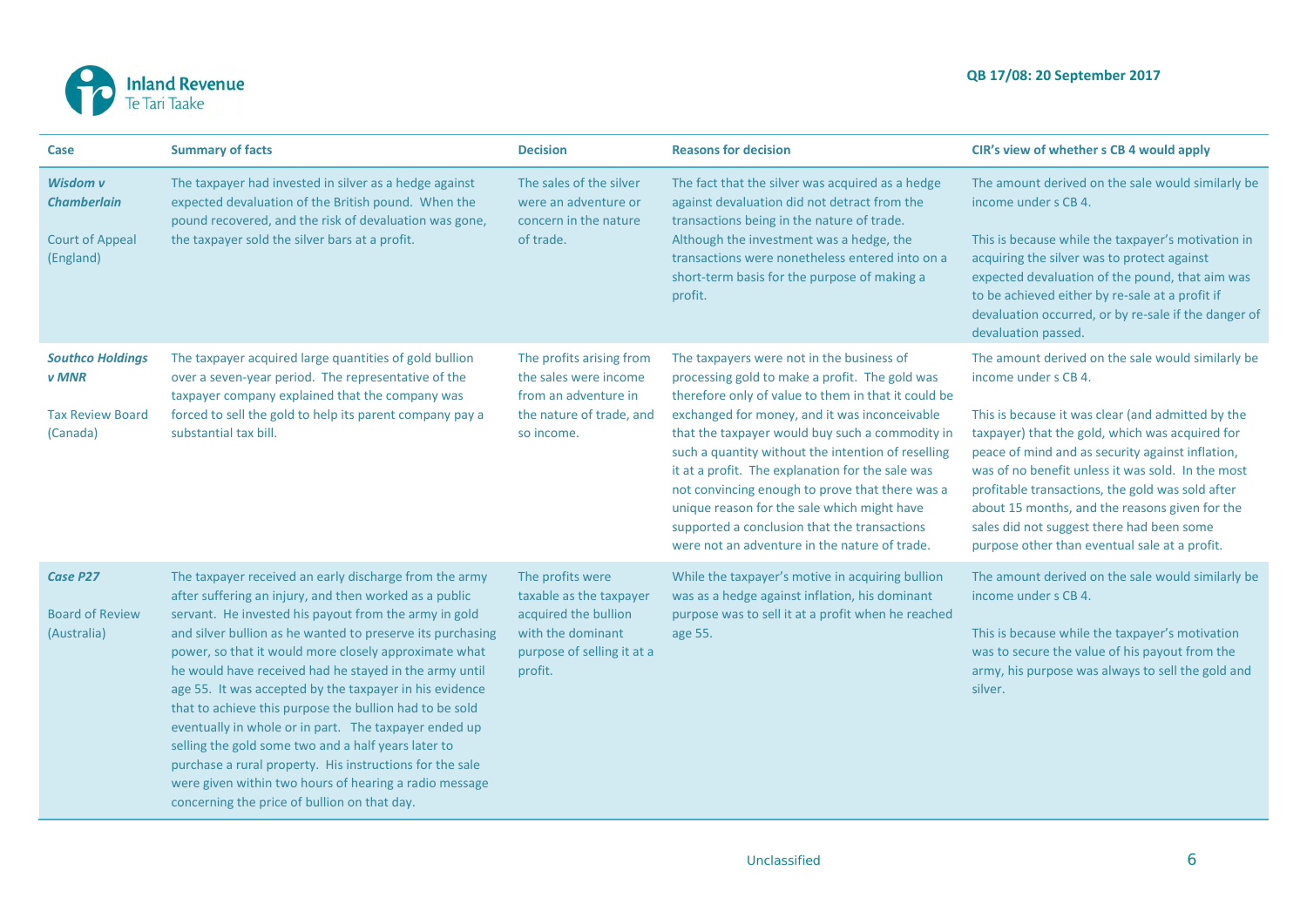| Case | Summary of facts | Decision | Reasons for decision | CIR's view of whether s CB 4 would apply |
|---|---|---|---|---|
| ***Wisdom v Chamberlain*** Court of Appeal (England) | The taxpayer had invested in silver as a hedge against expected devaluation of the British pound. When the pound recovered, and the risk of devaluation was gone, the taxpayer sold the silver bars at a profit. | The sales of the silver were an adventure or concern in the nature of trade. | The fact that the silver was acquired as a hedge against devaluation did not detract from the transactions being in the nature of trade. Although the investment was a hedge, the transactions were nonetheless entered into on a short-term basis for the purpose of making a profit. | The amount derived on the sale would similarly be income under s CB 4. This is because while the taxpayer's motivation in acquiring the silver was to protect against expected devaluation of the pound, that aim was to be achieved either by re-sale at a profit if devaluation occurred, or by re-sale if the danger of devaluation passed. |
| ***Southco Holdings v MNR*** Tax Review Board (Canada) | The taxpayer acquired large quantities of gold bullion over a seven-year period. The representative of the taxpayer company explained that the company was forced to sell the gold to help its parent company pay a substantial tax bill. | The profits arising from the sales were income from an adventure in the nature of trade, and so income. | The taxpayers were not in the business of processing gold to make a profit. The gold was therefore only of value to them in that it could be exchanged for money, and it was inconceivable that the taxpayer would buy such a commodity in such a quantity without the intention of reselling it at a profit. The explanation for the sale was not convincing enough to prove that there was a unique reason for the sale which might have supported a conclusion that the transactions were not an adventure in the nature of trade. | The amount derived on the sale would similarly be income under s CB 4. This is because it was clear (and admitted by the taxpayer) that the gold, which was acquired for peace of mind and as security against inflation, was of no benefit unless it was sold. In the most profitable transactions, the gold was sold after about 15 months, and the reasons given for the sales did not suggest there had been some purpose other than eventual sale at a profit. |
| ***Case P27*** Board of Review (Australia) | The taxpayer received an early discharge from the army after suffering an injury, and then worked as a public servant. He invested his payout from the army in gold and silver bullion as he wanted to preserve its purchasing power, so that it would more closely approximate what he would have received had he stayed in the army until age 55. It was accepted by the taxpayer in his evidence that to achieve this purpose the bullion had to be sold eventually in whole or in part. The taxpayer ended up selling the gold some two and a half years later to purchase a rural property. His instructions for the sale were given within two hours of hearing a radio message concerning the price of bullion on that day. | The profits were taxable as the taxpayer acquired the bullion with the dominant purpose of selling it at a profit. | While the taxpayer's motive in acquiring bullion was as a hedge against inflation, his dominant purpose was to sell it at a profit when he reached age 55. | The amount derived on the sale would similarly be income under s CB 4. This is because while the taxpayer's motivation was to secure the value of his payout from the army, his purpose was always to sell the gold and silver. |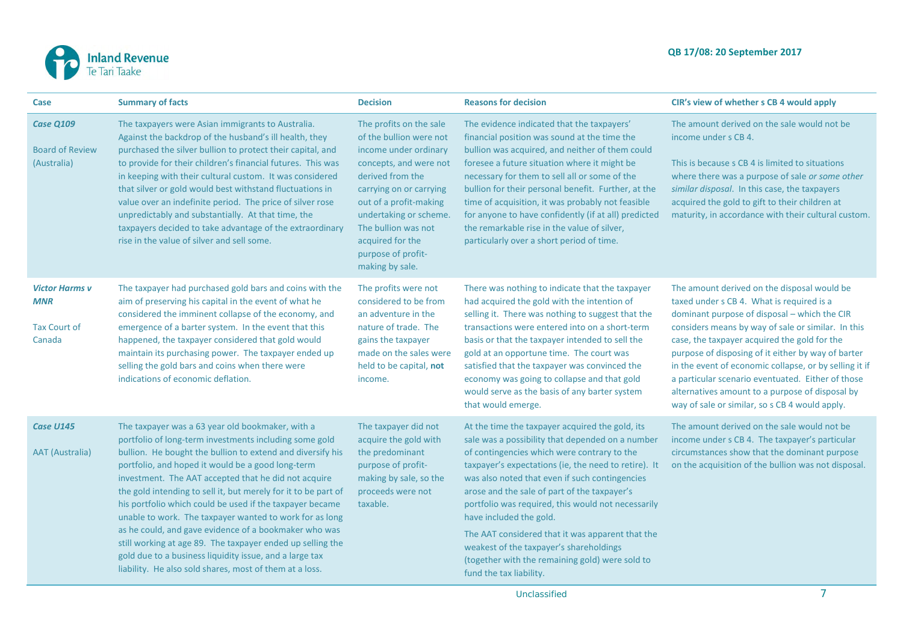| Case | Summary of facts | Decision | Reasons for decision | CIR's view of whether s CB 4 would apply |
|---|---|---|---|---|
| ***Case Q109***<br><br>Board of Review (Australia) | The taxpayers were Asian immigrants to Australia. Against the backdrop of the husband's ill health, they purchased the silver bullion to protect their capital, and to provide for their children's financial futures. This was in keeping with their cultural custom. It was considered that silver or gold would best withstand fluctuations in value over an indefinite period. The price of silver rose unpredictably and substantially. At that time, the taxpayers decided to take advantage of the extraordinary rise in the value of silver and sell some. | The profits on the sale of the bullion were not income under ordinary concepts, and were not derived from the carrying on or carrying out of a profit-making undertaking or scheme. The bullion was not acquired for the purpose of profit-making by sale. | The evidence indicated that the taxpayers' financial position was sound at the time the bullion was acquired, and neither of them could foresee a future situation where it might be necessary for them to sell all or some of the bullion for their personal benefit. Further, at the time of acquisition, it was probably not feasible for anyone to have confidently (if at all) predicted the remarkable rise in the value of silver, particularly over a short period of time. | The amount derived on the sale would not be income under s CB 4.<br><br>This is because s CB 4 is limited to situations where there was a purpose of sale *or some other similar disposal*. In this case, the taxpayers acquired the gold to gift to their children at maturity, in accordance with their cultural custom. |
| ***Victor Harms v MNR***<br><br>Tax Court of Canada | The taxpayer had purchased gold bars and coins with the aim of preserving his capital in the event of what he considered the imminent collapse of the economy, and emergence of a barter system. In the event that this happened, the taxpayer considered that gold would maintain its purchasing power. The taxpayer ended up selling the gold bars and coins when there were indications of economic deflation. | The profits were not considered to be from an adventure in the nature of trade. The gains the taxpayer made on the sales were held to be capital, **not** income. | There was nothing to indicate that the taxpayer had acquired the gold with the intention of selling it. There was nothing to suggest that the transactions were entered into on a short-term basis or that the taxpayer intended to sell the gold at an opportune time. The court was satisfied that the taxpayer was convinced the economy was going to collapse and that gold would serve as the basis of any barter system that would emerge. | The amount derived on the disposal would be taxed under s CB 4. What is required is a dominant purpose of disposal – which the CIR considers means by way of sale or similar. In this case, the taxpayer acquired the gold for the purpose of disposing of it either by way of barter in the event of economic collapse, or by selling it if a particular scenario eventuated. Either of those alternatives amount to a purpose of disposal by way of sale or similar, so s CB 4 would apply. |
| ***Case U145***<br><br>AAT (Australia) | The taxpayer was a 63 year old bookmaker, with a portfolio of long-term investments including some gold bullion. He bought the bullion to extend and diversify his portfolio, and hoped it would be a good long-term investment. The AAT accepted that he did not acquire the gold intending to sell it, but merely for it to be part of his portfolio which could be used if the taxpayer became unable to work. The taxpayer wanted to work for as long as he could, and gave evidence of a bookmaker who was still working at age 89. The taxpayer ended up selling the gold due to a business liquidity issue, and a large tax liability. He also sold shares, most of them at a loss. | The taxpayer did not acquire the gold with the predominant purpose of profit-making by sale, so the proceeds were not taxable. | At the time the taxpayer acquired the gold, its sale was a possibility that depended on a number of contingencies which were contrary to the taxpayer's expectations (ie, the need to retire). It was also noted that even if such contingencies arose and the sale of part of the taxpayer's portfolio was required, this would not necessarily have included the gold.<br><br>The AAT considered that it was apparent that the weakest of the taxpayer's shareholdings (together with the remaining gold) were sold to fund the tax liability. | The amount derived on the sale would not be income under s CB 4. The taxpayer's particular circumstances show that the dominant purpose on the acquisition of the bullion was not disposal. |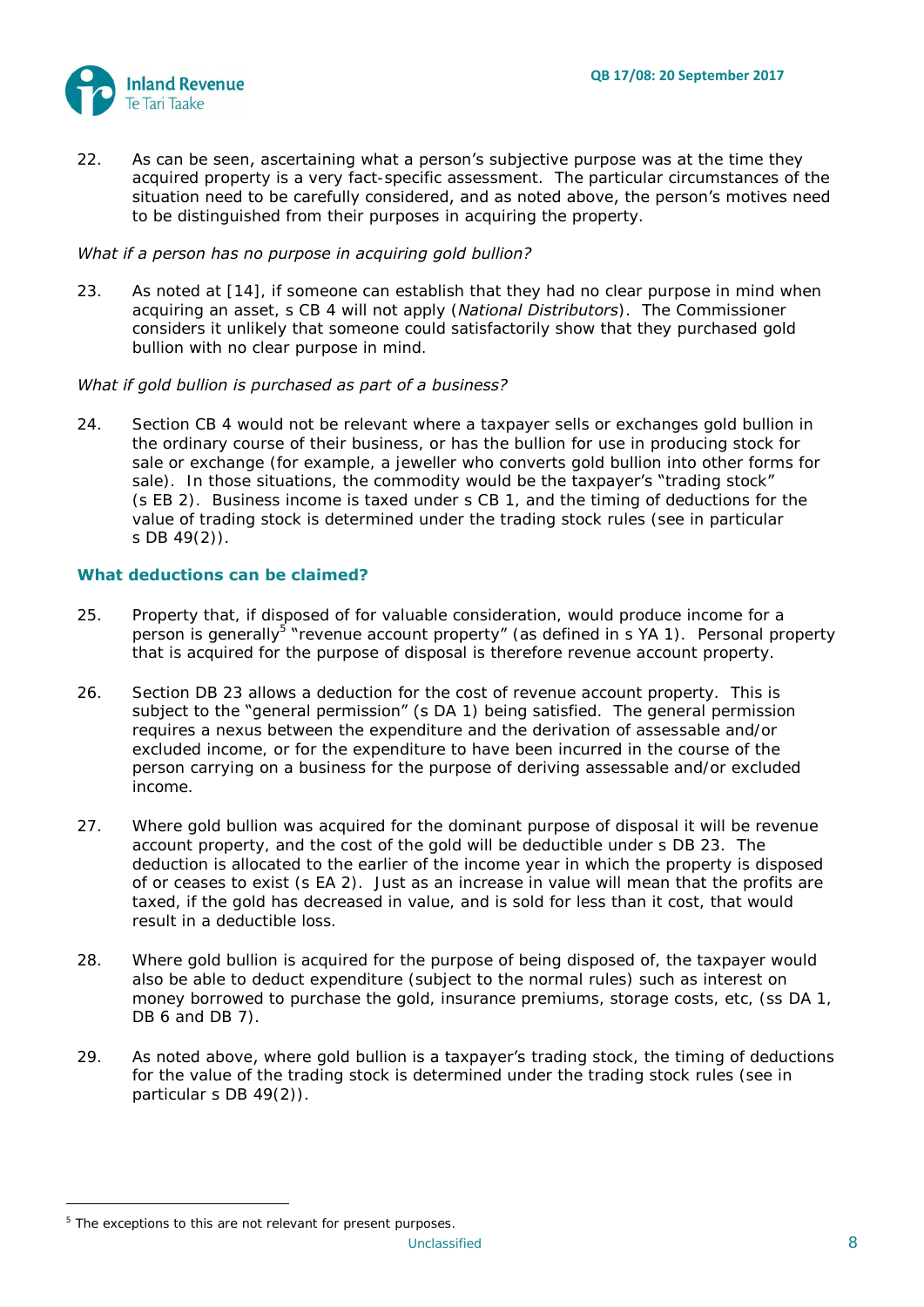22. As can be seen, ascertaining what a person's subjective purpose was at the time they acquired property is a very fact-specific assessment. The particular circumstances of the situation need to be carefully considered, and as noted above, the person's motives need to be distinguished from their purposes in acquiring the property.

*What if a person has no purpose in acquiring gold bullion?*

23. As noted at [14], if someone can establish that they had no clear purpose in mind when acquiring an asset, s CB 4 will not apply (*National Distributors*). The Commissioner considers it unlikely that someone could satisfactorily show that they purchased gold bullion with no clear purpose in mind.

*What if gold bullion is purchased as part of a business?*

24. Section CB 4 would not be relevant where a taxpayer sells or exchanges gold bullion in the ordinary course of their business, or has the bullion for use in producing stock for sale or exchange (for example, a jeweller who converts gold bullion into other forms for sale). In those situations, the commodity would be the taxpayer's "trading stock" (s EB 2). Business income is taxed under s CB 1, and the timing of deductions for the value of trading stock is determined under the trading stock rules (see in particular s DB 49(2)).

## What deductions can be claimed?

25. Property that, if disposed of for valuable consideration, would produce income for a person is generally[5] "revenue account property" (as defined in s YA 1). Personal property that is acquired for the purpose of disposal is therefore revenue account property.

26. Section DB 23 allows a deduction for the cost of revenue account property. This is subject to the "general permission" (s DA 1) being satisfied. The general permission requires a nexus between the expenditure and the derivation of assessable and/or excluded income, or for the expenditure to have been incurred in the course of the person carrying on a business for the purpose of deriving assessable and/or excluded income.

27. Where gold bullion was acquired for the dominant purpose of disposal it will be revenue account property, and the cost of the gold will be deductible under s DB 23. The deduction is allocated to the earlier of the income year in which the property is disposed of or ceases to exist (s EA 2). Just as an increase in value will mean that the profits are taxed, if the gold has decreased in value, and is sold for less than it cost, that would result in a deductible loss.

28. Where gold bullion is acquired for the purpose of being disposed of, the taxpayer would also be able to deduct expenditure (subject to the normal rules) such as interest on money borrowed to purchase the gold, insurance premiums, storage costs, etc, (ss DA 1, DB 6 and DB 7).

29. As noted above, where gold bullion is a taxpayer's trading stock, the timing of deductions for the value of the trading stock is determined under the trading stock rules (see in particular s DB 49(2)).

---

[5] The exceptions to this are not relevant for present purposes.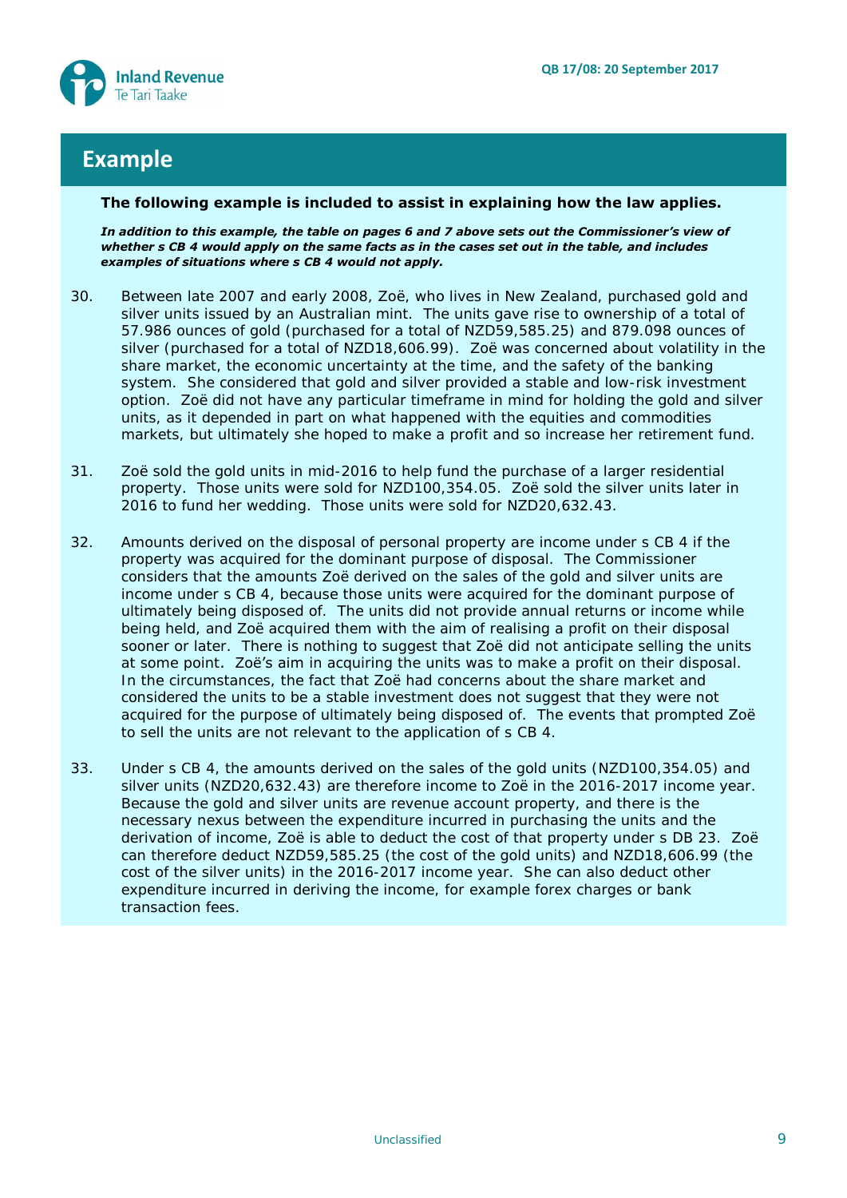## Example

**The following example is included to assist in explaining how the law applies.**

***In addition to this example, the table on pages 6 and 7 above sets out the Commissioner's view of whether s CB 4 would apply on the same facts as in the cases set out in the table, and includes examples of situations where s CB 4 would not apply.***

30. Between late 2007 and early 2008, Zoë, who lives in New Zealand, purchased gold and silver units issued by an Australian mint. The units gave rise to ownership of a total of 57.986 ounces of gold (purchased for a total of NZD59,585.25) and 879.098 ounces of silver (purchased for a total of NZD18,606.99). Zoë was concerned about volatility in the share market, the economic uncertainty at the time, and the safety of the banking system. She considered that gold and silver provided a stable and low-risk investment option. Zoë did not have any particular timeframe in mind for holding the gold and silver units, as it depended in part on what happened with the equities and commodities markets, but ultimately she hoped to make a profit and so increase her retirement fund.

31. Zoë sold the gold units in mid-2016 to help fund the purchase of a larger residential property. Those units were sold for NZD100,354.05. Zoë sold the silver units later in 2016 to fund her wedding. Those units were sold for NZD20,632.43.

32. Amounts derived on the disposal of personal property are income under s CB 4 if the property was acquired for the dominant purpose of disposal. The Commissioner considers that the amounts Zoë derived on the sales of the gold and silver units are income under s CB 4, because those units were acquired for the dominant purpose of ultimately being disposed of. The units did not provide annual returns or income while being held, and Zoë acquired them with the aim of realising a profit on their disposal sooner or later. There is nothing to suggest that Zoë did not anticipate selling the units at some point. Zoë's aim in acquiring the units was to make a profit on their disposal. In the circumstances, the fact that Zoë had concerns about the share market and considered the units to be a stable investment does not suggest that they were not acquired for the purpose of ultimately being disposed of. The events that prompted Zoë to sell the units are not relevant to the application of s CB 4.

33. Under s CB 4, the amounts derived on the sales of the gold units (NZD100,354.05) and silver units (NZD20,632.43) are therefore income to Zoë in the 2016-2017 income year. Because the gold and silver units are revenue account property, and there is the necessary nexus between the expenditure incurred in purchasing the units and the derivation of income, Zoë is able to deduct the cost of that property under s DB 23. Zoë can therefore deduct NZD59,585.25 (the cost of the gold units) and NZD18,606.99 (the cost of the silver units) in the 2016-2017 income year. She can also deduct other expenditure incurred in deriving the income, for example forex charges or bank transaction fees.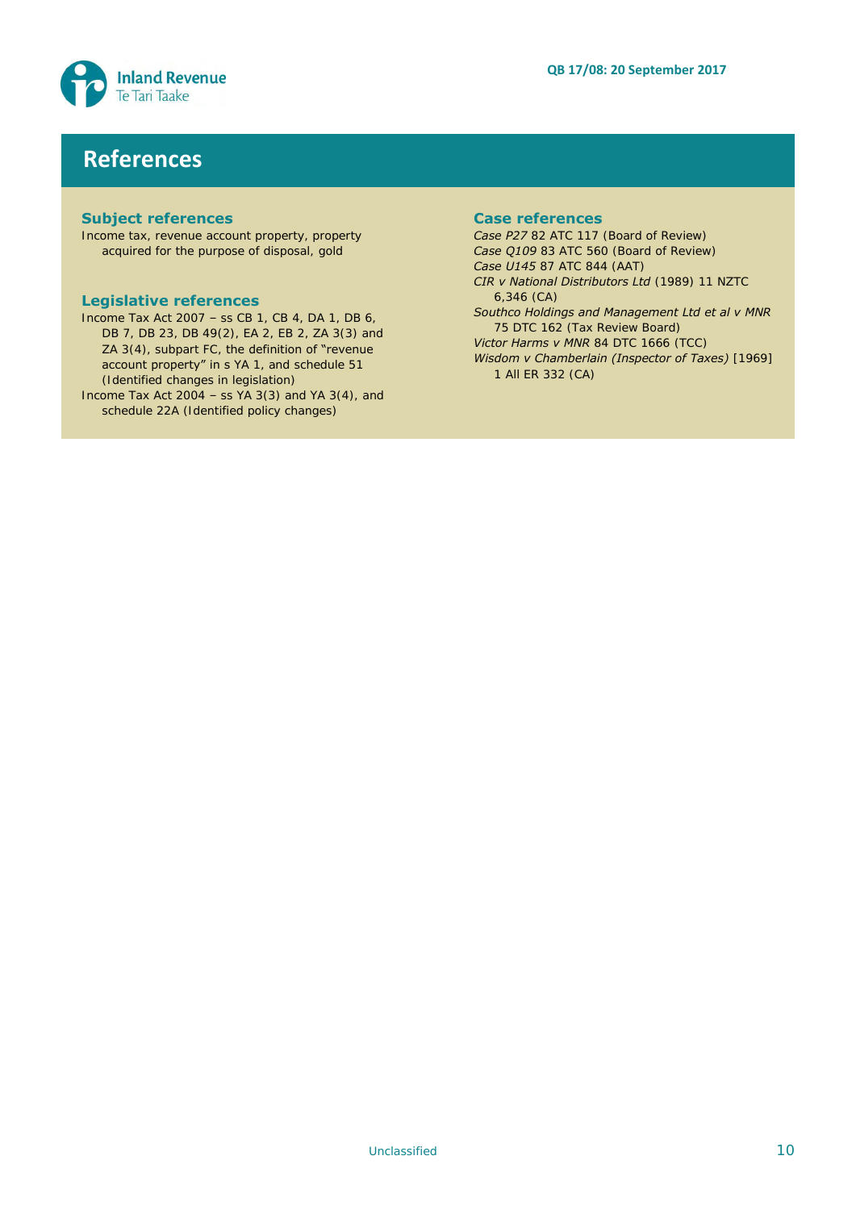# References

## Subject references

Income tax, revenue account property, property acquired for the purpose of disposal, gold

## Legislative references

Income Tax Act 2007 – ss CB 1, CB 4, DA 1, DB 6, DB 7, DB 23, DB 49(2), EA 2, EB 2, ZA 3(3) and ZA 3(4), subpart FC, the definition of "revenue account property" in s YA 1, and schedule 51 (Identified changes in legislation)

Income Tax Act 2004 – ss YA 3(3) and YA 3(4), and schedule 22A (Identified policy changes)

## Case references

*Case P27* 82 ATC 117 (Board of Review)

*Case Q109* 83 ATC 560 (Board of Review)

*Case U145* 87 ATC 844 (AAT)

*CIR v National Distributors Ltd* (1989) 11 NZTC 6,346 (CA)

*Southco Holdings and Management Ltd et al v MNR* 75 DTC 162 (Tax Review Board)

*Victor Harms v MNR* 84 DTC 1666 (TCC)

*Wisdom v Chamberlain (Inspector of Taxes)* [1969] 1 All ER 332 (CA)